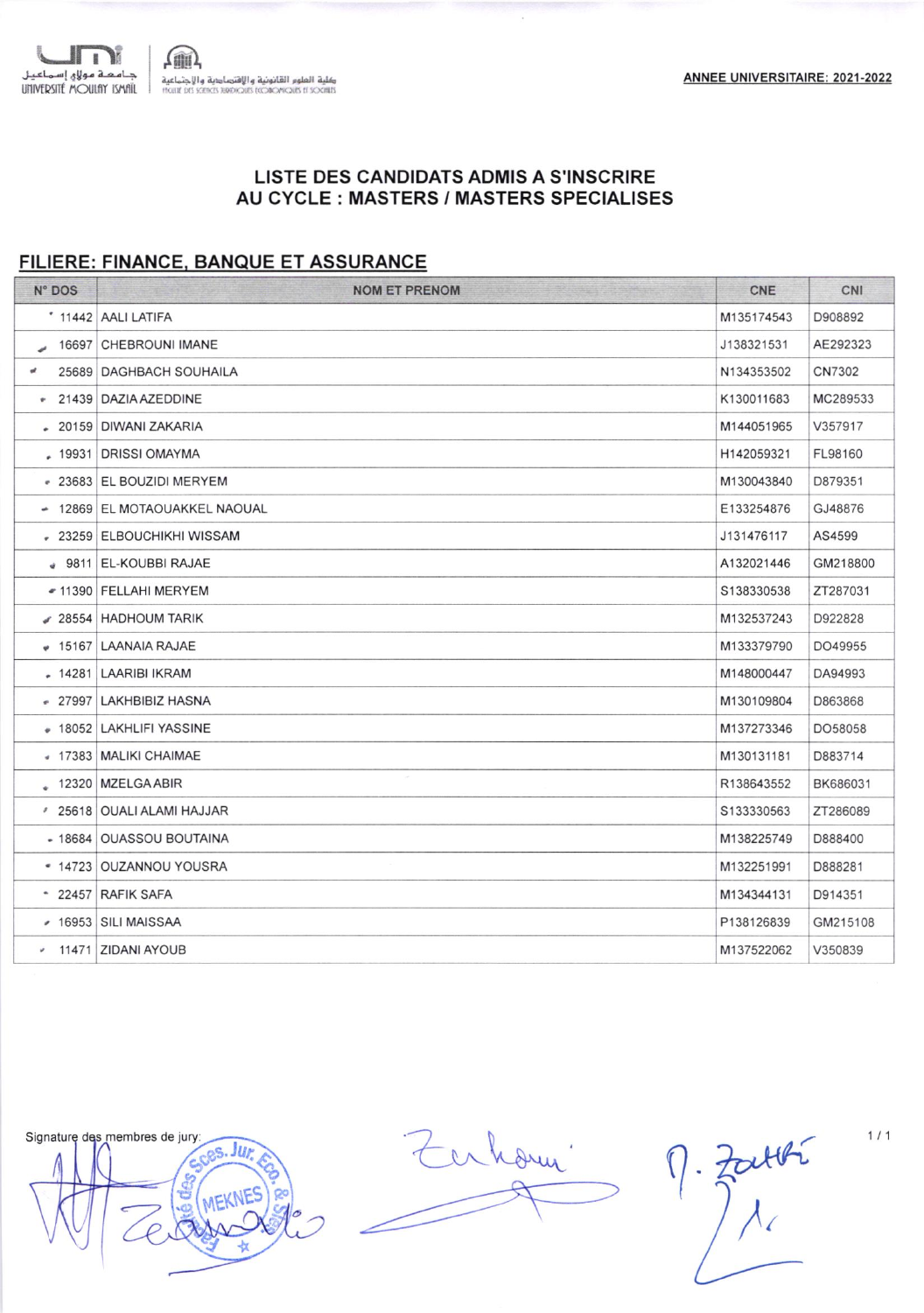جامعة مولاي إسماعيل
UNIVERSITÉ MOULAY ISMAÏL

كلية العلوم القانونية والاقتصادية والاجتماعية
FACULTÉ DES SCIENCES JURIDIQUES ÉCONOMIQUES ET SOCIALES

**ANNEE UNIVERSITAIRE: 2021-2022**

## LISTE DES CANDIDATS ADMIS A S'INSCRIRE AU CYCLE : MASTERS / MASTERS SPECIALISES

### FILIERE: FINANCE, BANQUE ET ASSURANCE

| N° DOS | NOM ET PRENOM | CNE | CNI |
|---|---|---|---|
| 11442 | AALI LATIFA | M135174543 | D908892 |
| 16697 | CHEBROUNI IMANE | J138321531 | AE292323 |
| 25689 | DAGHBACH SOUHAILA | N134353502 | CN7302 |
| 21439 | DAZIA AZEDDINE | K130011683 | MC289533 |
| 20159 | DIWANI ZAKARIA | M144051965 | V357917 |
| 19931 | DRISSI OMAYMA | H142059321 | FL98160 |
| 23683 | EL BOUZIDI MERYEM | M130043840 | D879351 |
| 12869 | EL MOTAOUAKKEL NAOUAL | E133254876 | GJ48876 |
| 23259 | ELBOUCHIKHI WISSAM | J131476117 | AS4599 |
| 9811 | EL-KOUBBI RAJAE | A132021446 | GM218800 |
| 11390 | FELLAHI MERYEM | S138330538 | ZT287031 |
| 28554 | HADHOUM TARIK | M132537243 | D922828 |
| 15167 | LAANAIA RAJAE | M133379790 | DO49955 |
| 14281 | LAARIBI IKRAM | M148000447 | DA94993 |
| 27997 | LAKHBIBIZ HASNA | M130109804 | D863868 |
| 18052 | LAKHLIFI YASSINE | M137273346 | DO58058 |
| 17383 | MALIKI CHAIMAE | M130131181 | D883714 |
| 12320 | MZELGA ABIR | R138643552 | BK686031 |
| 25618 | OUALI ALAMI HAJJAR | S133330563 | ZT286089 |
| 18684 | OUASSOU BOUTAINA | M138225749 | D888400 |
| 14723 | OUZANNOU YOUSRA | M132251991 | D888281 |
| 22457 | RAFIK SAFA | M134344131 | D914351 |
| 16953 | SILI MAISSAA | P138126839 | GM215108 |
| 11471 | ZIDANI AYOUB | M137522062 | V350839 |

Signature des membres de jury: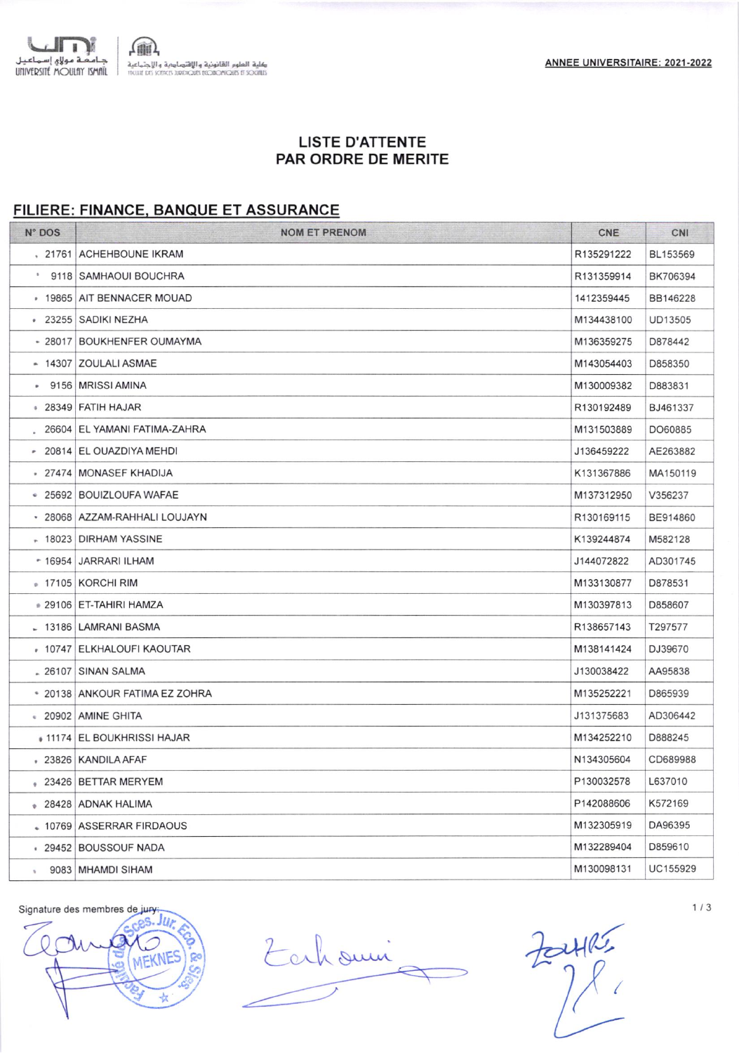جامعة مولاي إسماعيل
UNIVERSITÉ MOULAY ISMAÏL

كلية العلوم القانونية والاقتصادية والاجتماعية
FACULTÉ DES SCIENCES JURIDIQUES ÉCONOMIQUES ET SOCIALES

**ANNEE UNIVERSITAIRE: 2021-2022**

## LISTE D'ATTENTE PAR ORDRE DE MERITE

### FILIERE: FINANCE, BANQUE ET ASSURANCE

| N° DOS | NOM ET PRENOM | CNE | CNI |
|---|---|---|---|
| 21761 | ACHEHBOUNE IKRAM | R135291222 | BL153569 |
| 9118 | SAMHAOUI BOUCHRA | R131359914 | BK706394 |
| 19865 | AIT BENNACER MOUAD | 1412359445 | BB146228 |
| 23255 | SADIKI NEZHA | M134438100 | UD13505 |
| 28017 | BOUKHENFER OUMAYMA | M136359275 | D878442 |
| 14307 | ZOULALI ASMAE | M143054403 | D858350 |
| 9156 | MRISSI AMINA | M130009382 | D883831 |
| 28349 | FATIH HAJAR | R130192489 | BJ461337 |
| 26604 | EL YAMANI FATIMA-ZAHRA | M131503889 | DO60885 |
| 20814 | EL OUAZDIYA MEHDI | J136459222 | AE263882 |
| 27474 | MONASEF KHADIJA | K131367886 | MA150119 |
| 25692 | BOUIZLOUFA WAFAE | M137312950 | V356237 |
| 28068 | AZZAM-RAHHALI LOUJAYN | R130169115 | BE914860 |
| 18023 | DIRHAM YASSINE | K139244874 | M582128 |
| 16954 | JARRARI ILHAM | J144072822 | AD301745 |
| 17105 | KORCHI RIM | M133130877 | D878531 |
| 29106 | ET-TAHIRI HAMZA | M130397813 | D858607 |
| 13186 | LAMRANI BASMA | R138657143 | T297577 |
| 10747 | ELKHALOUFI KAOUTAR | M138141424 | DJ39670 |
| 26107 | SINAN SALMA | J130038422 | AA95838 |
| 20138 | ANKOUR FATIMA EZ ZOHRA | M135252221 | D865939 |
| 20902 | AMINE GHITA | J131375683 | AD306442 |
| 11174 | EL BOUKHRISSI HAJAR | M134252210 | D888245 |
| 23826 | KANDILA AFAF | N134305604 | CD689988 |
| 23426 | BETTAR MERYEM | P130032578 | L637010 |
| 28428 | ADNAK HALIMA | P142088606 | K572169 |
| 10769 | ASSERRAR FIRDAOUS | M132305919 | DA96395 |
| 29452 | BOUSSOUF NADA | M132289404 | D859610 |
| 9083 | MHAMDI SIHAM | M130098131 | UC155929 |

Signature des membres de jury: